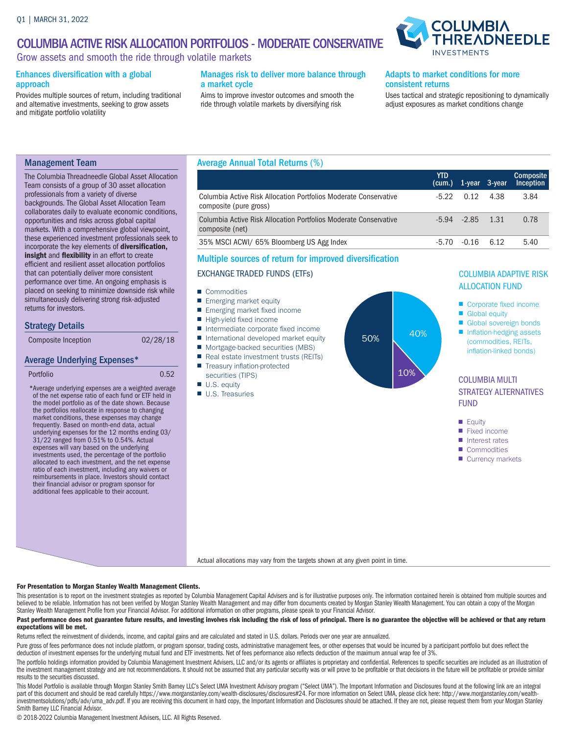Q1 | MARCH 31, 2022

# COLUMBIA ACTIVE RISK ALLOCATION PORTFOLIOS - MODERATE CONSERVATIVE

Grow assets and smooth the ride through volatile markets

### Enhances diversification with a global approach

Provides multiple sources of return, including traditional and alternative investments, seeking to grow assets and mitigate portfolio volatility

### Manages risk to deliver more balance through a market cycle

Aims to improve investor outcomes and smooth the ride through volatile markets by diversifying risk

### Adapts to market conditions for more consistent returns

Uses tactical and strategic repositioning to dynamically adjust exposures as market conditions change

## Management Team

The Columbia Threadneedle Global Asset Allocation Team consists of a group of 30 asset allocation professionals from a variety of diverse backgrounds. The Global Asset Allocation Team collaborates daily to evaluate economic conditions, opportunities and risks across global capital markets. With a comprehensive global viewpoint, these experienced investment professionals seek to incorporate the key elements of **diversification, insight** and **flexibility** in an effort to create efficient and resilient asset allocation portfolios that can potentially deliver more consistent performance over time. An ongoing emphasis is placed on seeking to minimize downside risk while simultaneously delivering strong risk-adjusted returns for investors.

## Strategy Details

| Composite Inception | 02/28/18 |
|---|---|

## Average Underlying Expenses*

| Portfolio | 0.52 |
|---|---|

*Average underlying expenses are a weighted average of the net expense ratio of each fund or ETF held in the model portfolio as of the date shown. Because the portfolios reallocate in response to changing market conditions, these expenses may change frequently. Based on month-end data, actual underlying expenses for the 12 months ending 03/31/22 ranged from 0.51% to 0.54%. Actual expenses will vary based on the underlying investments used, the percentage of the portfolio allocated to each investment, and the net expense ratio of each investment, including any waivers or reimbursements in place. Investors should contact their financial advisor or program sponsor for additional fees applicable to their account.

## Average Annual Total Returns (%)

| | YTD (cum.) | 1-year | 3-year | Composite Inception |
|---|---|---|---|---|
| Columbia Active Risk Allocation Portfolios Moderate Conservative composite (pure gross) | -5.22 | 0.12 | 4.38 | 3.84 |
| Columbia Active Risk Allocation Portfolios Moderate Conservative composite (net) | -5.94 | -2.85 | 1.31 | 0.78 |
| 35% MSCI ACWI/ 65% Bloomberg US Agg Index | -5.70 | -0.16 | 6.12 | 5.40 |

## Multiple sources of return for improved diversification

### EXCHANGE TRADED FUNDS (ETFs)

- Commodities
- Emerging market equity
- Emerging market fixed income
- High-yield fixed income
- Intermediate corporate fixed income
- International developed market equity
- Mortgage-backed securities (MBS)
- Real estate investment trusts (REITs)
- Treasury inflation-protected securities (TIPS)
- U.S. equity
- U.S. Treasuries

50% | 40% | 10%

### COLUMBIA ADAPTIVE RISK ALLOCATION FUND

- Corporate fixed income
- Global equity
- Global sovereign bonds
- Inflation-hedging assets (commodities, REITs, inflation-linked bonds)

### COLUMBIA MULTI STRATEGY ALTERNATIVES FUND

- Equity
- Fixed income
- Interest rates
- Commodities
- Currency markets

Actual allocations may vary from the targets shown at any given point in time.

**For Presentation to Morgan Stanley Wealth Management Clients.**

This presentation is to report on the investment strategies as reported by Columbia Management Capital Advisers and is for illustrative purposes only. The information contained herein is obtained from multiple sources and believed to be reliable. Information has not been verified by Morgan Stanley Wealth Management and may differ from documents created by Morgan Stanley Wealth Management. You can obtain a copy of the Morgan Stanley Wealth Management Profile from your Financial Advisor. For additional information on other programs, please speak to your Financial Advisor.

**Past performance does not guarantee future results, and investing involves risk including the risk of loss of principal. There is no guarantee the objective will be achieved or that any return expectations will be met.**

Returns reflect the reinvestment of dividends, income, and capital gains and are calculated and stated in U.S. dollars. Periods over one year are annualized.

Pure gross of fees performance does not include platform, or program sponsor, trading costs, administrative management fees, or other expenses that would be incurred by a participant portfolio but does reflect the deduction of investment expenses for the underlying mutual fund and ETF investments. Net of fees performance also reflects deduction of the maximum annual wrap fee of 3%.

The portfolio holdings information provided by Columbia Management Investment Advisers, LLC and/or its agents or affiliates is proprietary and confidential. References to specific securities are included as an illustration of the investment management strategy and are not recommendations. It should not be assumed that any particular security was or will prove to be profitable or that decisions in the future will be profitable or provide similar results to the securities discussed.

This Model Portfolio is available through Morgan Stanley Smith Barney LLC's Select UMA Investment Advisory program ("Select UMA"). The Important Information and Disclosures found at the following link are an integral part of this document and should be read carefully https://www.morganstanley.com/wealth-disclosures/disclosures#24. For more information on Select UMA, please click here: http://www.morganstanley.com/wealth-investmentsolutions/pdfs/adv/uma_adv.pdf. If you are receiving this document in hard copy, the Important Information and Disclosures should be attached. If they are not, please request them from your Morgan Stanley Smith Barney LLC Financial Advisor.

© 2018-2022 Columbia Management Investment Advisers, LLC. All Rights Reserved.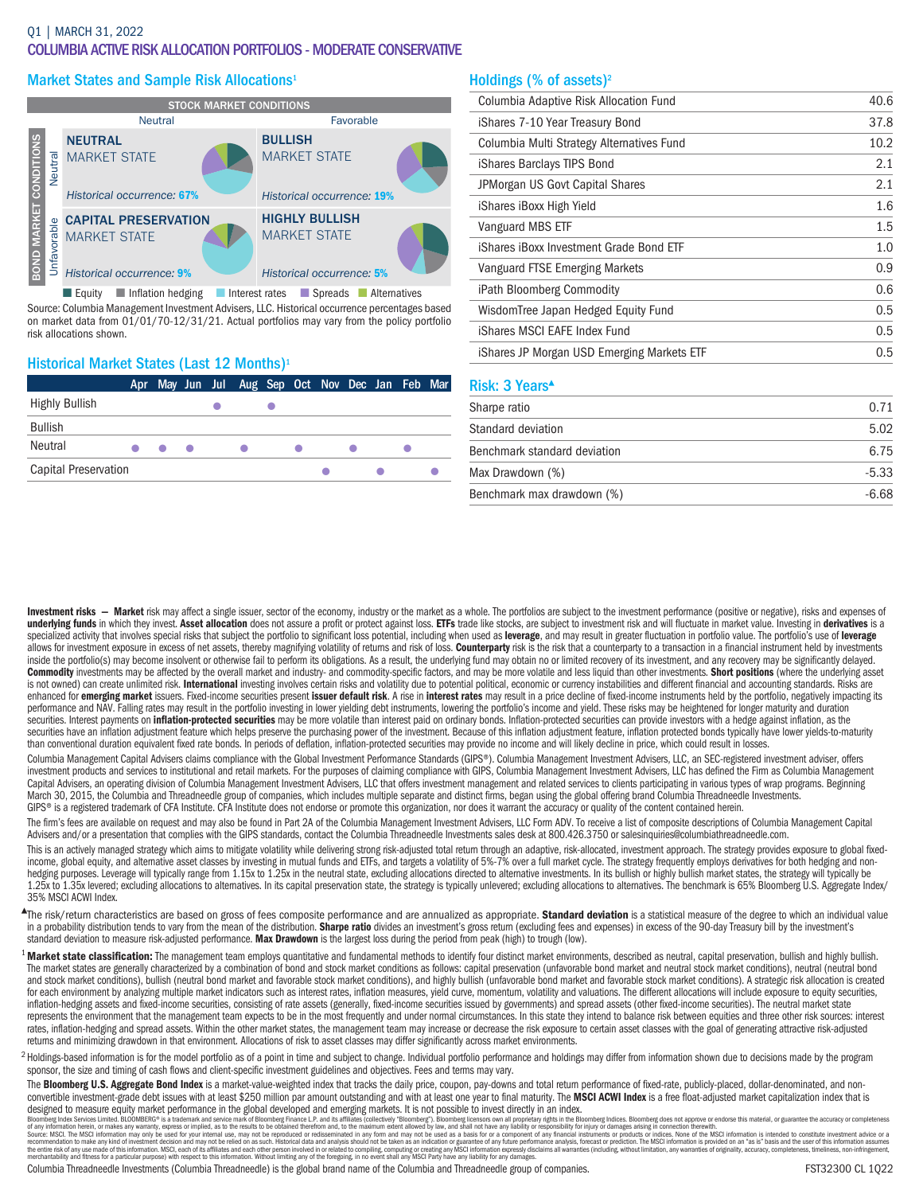Q1 | MARCH 31, 2022

# COLUMBIA ACTIVE RISK ALLOCATION PORTFOLIOS - MODERATE CONSERVATIVE

## Market States and Sample Risk Allocations[1]

STOCK MARKET CONDITIONS

Neutral

Favorable

BOND MARKET CONDITIONS

Neutral

Unfavorable

**NEUTRAL** MARKET STATE

*Historical occurrence: 67%*

**BULLISH** MARKET STATE

*Historical occurrence: 19%*

**CAPITAL PRESERVATION** MARKET STATE

*Historical occurrence: 9%*

**HIGHLY BULLISH** MARKET STATE

*Historical occurrence: 5%*

Equity, Inflation hedging, Interest rates, Spreads, Alternatives

Source: Columbia Management Investment Advisers, LLC. Historical occurrence percentages based on market data from 01/01/70-12/31/21. Actual portfolios may vary from the policy portfolio risk allocations shown.

## Historical Market States (Last 12 Months)[1]

Apr May Jun Jul Aug Sep Oct Nov Dec Jan Feb Mar

Highly Bullish

Bullish

Neutral

Capital Preservation

## Holdings (% of assets)[2]

| | |
|---|---|
| Columbia Adaptive Risk Allocation Fund | 40.6 |
| iShares 7-10 Year Treasury Bond | 37.8 |
| Columbia Multi Strategy Alternatives Fund | 10.2 |
| iShares Barclays TIPS Bond | 2.1 |
| JPMorgan US Govt Capital Shares | 2.1 |
| iShares iBoxx High Yield | 1.6 |
| Vanguard MBS ETF | 1.5 |
| iShares iBoxx Investment Grade Bond ETF | 1.0 |
| Vanguard FTSE Emerging Markets | 0.9 |
| iPath Bloomberg Commodity | 0.6 |
| WisdomTree Japan Hedged Equity Fund | 0.5 |
| iShares MSCI EAFE Index Fund | 0.5 |
| iShares JP Morgan USD Emerging Markets ETF | 0.5 |

## Risk: 3 Years▲

| | |
|---|---|
| Sharpe ratio | 0.71 |
| Standard deviation | 5.02 |
| Benchmark standard deviation | 6.75 |
| Max Drawdown (%) | -5.33 |
| Benchmark max drawdown (%) | -6.68 |

**Investment risks – Market** risk may affect a single issuer, sector of the economy, industry or the market as a whole. The portfolios are subject to the investment performance (positive or negative), risks and expenses of **underlying funds** in which they invest. **Asset allocation** does not assure a profit or protect against loss. **ETFs** trade like stocks, are subject to investment risk and will fluctuate in market value. Investing in **derivatives** is a specialized activity that involves special risks that subject the portfolio to significant loss potential, including when used as **leverage**, and may result in greater fluctuation in portfolio value. The portfolio's use of **leverage** allows for investment exposure in excess of net assets, thereby magnifying volatility of returns and risk of loss. **Counterparty** risk is the risk that a counterparty to a transaction in a financial instrument held by investments inside the portfolio(s) may become insolvent or otherwise fail to perform its obligations. As a result, the underlying fund may obtain no or limited recovery of its investment, and any recovery may be significantly delayed. **Commodity** investments may be affected by the overall market and industry- and commodity-specific factors, and may be more volatile and less liquid than other investments. **Short positions** (where the underlying asset is not owned) can create unlimited risk. **International** investing involves certain risks and volatility due to potential political, economic or currency instabilities and different financial and accounting standards. Risks are enhanced for **emerging market** issuers. Fixed-income securities present **issuer default risk**. A rise in **interest rates** may result in a price decline of fixed-income instruments held by the portfolio, negatively impacting its performance and NAV. Falling rates may result in the portfolio investing in lower yielding debt instruments, lowering the portfolio's income and yield. These risks may be heightened for longer maturity and duration securities. Interest payments on **inflation-protected securities** may be more volatile than interest paid on ordinary bonds. Inflation-protected securities can provide investors with a hedge against inflation, as the securities have an inflation adjustment feature which helps preserve the purchasing power of the investment. Because of this inflation adjustment feature, inflation protected bonds typically have lower yields-to-maturity than conventional duration equivalent fixed rate bonds. In periods of deflation, inflation-protected securities may provide no income and will likely decline in price, which could result in losses.

Columbia Management Capital Advisers claims compliance with the Global Investment Performance Standards (GIPS®). Columbia Management Investment Advisers, LLC, an SEC-registered investment adviser, offers investment products and services to institutional and retail markets. For the purposes of claiming compliance with GIPS, Columbia Management Investment Advisers, LLC has defined the Firm as Columbia Management Capital Advisers, an operating division of Columbia Management Investment Advisers, LLC that offers investment management and related services to clients participating in various types of wrap programs. Beginning March 30, 2015, the Columbia and Threadneedle group of companies, which includes multiple separate and distinct firms, began using the global offering brand Columbia Threadneedle Investments.
GIPS® is a registered trademark of CFA Institute. CFA Institute does not endorse or promote this organization, nor does it warrant the accuracy or quality of the content contained herein.

The firm's fees are available on request and may also be found in Part 2A of the Columbia Management Investment Advisers, LLC Form ADV. To receive a list of composite descriptions of Columbia Management Capital Advisers and/or a presentation that complies with the GIPS standards, contact the Columbia Threadneedle Investments sales desk at 800.426.3750 or salesinquiries@columbiathreadneedle.com.

This is an actively managed strategy which aims to mitigate volatility while delivering strong risk-adjusted total return through an adaptive, risk-allocated, investment approach. The strategy provides exposure to global fixed-income, global equity, and alternative asset classes by investing in mutual funds and ETFs, and targets a volatility of 5%-7% over a full market cycle. The strategy frequently employs derivatives for both hedging and non-hedging purposes. Leverage will typically range from 1.15x to 1.25x in the neutral state, excluding allocations directed to alternative investments. In its bullish or highly bullish market states, the strategy will typically be 1.25x to 1.35x levered; excluding allocations to alternatives. In its capital preservation state, the strategy is typically unlevered; excluding allocations to alternatives. The benchmark is 65% Bloomberg U.S. Aggregate Bond Index/ 35% MSCI ACWI Index.

▲The risk/return characteristics are based on gross of fees composite performance and are annualized as appropriate. **Standard deviation** is a statistical measure of the degree to which an individual value in a probability distribution tends to vary from the mean of the distribution. **Sharpe ratio** divides an investment's gross return (excluding fees and expenses) in excess of the 90-day Treasury bill by the investment's standard deviation to measure risk-adjusted performance. **Max Drawdown** is the largest loss during the period from peak (high) to trough (low).

[1] **Market state classification:** The management team employs quantitative and fundamental methods to identify four distinct market environments, described as neutral, capital preservation, bullish and highly bullish. The market states are generally characterized by a combination of bond and stock market conditions as follows: capital preservation (unfavorable bond market and neutral stock market conditions), neutral (neutral bond and stock market conditions), bullish (neutral bond market and favorable stock market conditions), and highly bullish (unfavorable bond market and favorable stock market conditions). A strategic risk allocation is created for each environment by analyzing multiple market indicators such as interest rates, inflation measures, yield curve, momentum, volatility and valuations. The different allocations will include exposure to equity securities, inflation-hedging assets and fixed-income securities, consisting of rate assets (generally, fixed-income securities issued by governments) and spread assets (other fixed-income securities). The neutral market state represents the environment that the management team expects to be in the most frequently and under normal circumstances. In this state they intend to balance risk between equities and three other risk sources: interest rates, inflation-hedging and spread assets. Within the other market states, the management team may increase or decrease the risk exposure to certain asset classes with the goal of generating attractive risk-adjusted returns and minimizing drawdown in that environment. Allocations of risk to asset classes may differ significantly across market environments.

[2] Holdings-based information is for the model portfolio as of a point in time and subject to change. Individual portfolio performance and holdings may differ from information shown due to decisions made by the program sponsor, the size and timing of cash flows and client-specific investment guidelines and objectives. Fees and terms may vary.

The **Bloomberg U.S. Aggregate Bond Index** is a market-value-weighted index that tracks the daily price, coupon, pay-downs and total return performance of fixed-rate, publicly-placed, dollar-denominated, and non-convertible investment-grade debt issues with at least $250 million par amount outstanding and with at least one year to final maturity. The **MSCI ACWI Index** is a free float-adjusted market capitalization index that is designed to measure equity market performance in the global developed and emerging markets. It is not possible to invest directly in an index.

Bloomberg Index Services Limited. BLOOMBERG® is a trademark and service mark of Bloomberg Finance L.P. and its affiliates (collectively "Bloomberg"). Bloomberg licensors own all proprietary rights in the Bloomberg Indices. Bloomberg does not approve or endorse this material, or guarantee the accuracy or completeness of any information herein, or makes any warranty, express or implied, as to the results to be obtained therefrom and, to the maximum extent allowed by law, and shall not have any liability or responsibility for injury or damages arising in connection therewith.
Source: MSCI. The MSCI information may only be used for your internal use, may not be reproduced or redisseminated in any form and may not be used as a basis for or a component of any financial instruments or products or indices. None of the MSCI information is intended to constitute investment advice or a recommendation to make any kind of investment decision and may not be relied on as such. Historical data and analysis should not be taken as an indication or guarantee of any future performance analysis, forecast or prediction. The MSCI information is provided on an "as is" basis and the user of this information assumes the entire risk of any use made of this information. MSCI, each of its affiliates and each other person involved in or related to compiling, computing or creating any MSCI information expressly disclaims all warranties (including, without limitation, any warranties of originality, accuracy, completeness, timeliness, non-infringement, merchantability and fitness for a particular purpose) with respect to this information. Without limiting any of the foregoing, in no event shall any MSCI Party have any liability for any damages.

Columbia Threadneedle Investments (Columbia Threadneedle) is the global brand name of the Columbia and Threadneedle group of companies.

FST32300 CL 1Q22